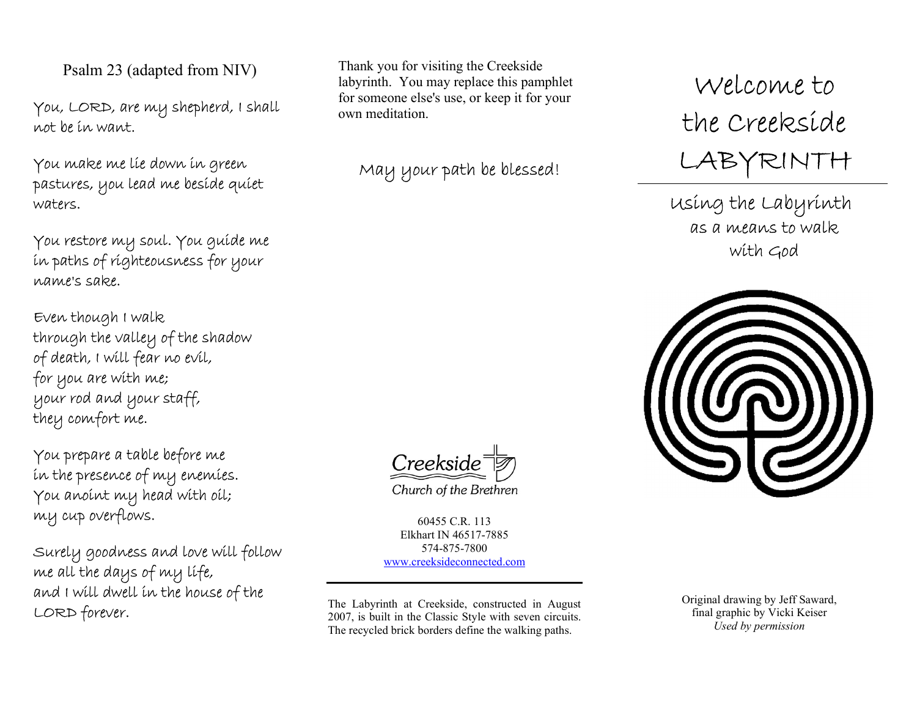## Psalm 23 (adapted from NIV)

You, LORD, are my shepherd, I shall not be in want.

You make me lie down in green pastures, you lead me beside quiet waters.

You restore my soul. You guide me in paths of righteousness for your name's sake.

Even though I walk
through the valley of the shadow
of death, I will fear no evil,
for you are with me;
your rod and your staff,
they comfort me.

You prepare a table before me
in the presence of my enemies.
You anoint my head with oil;
my cup overflows.

Surely goodness and love will follow me all the days of my life,
and I will dwell in the house of the LORD forever.

Thank you for visiting the Creekside labyrinth. You may replace this pamphlet for someone else's use, or keep it for your own meditation.

May your path be blessed!

Creekside
Church of the Brethren

60455 C.R. 113
Elkhart IN 46517-7885
574-875-7800
www.creeksideconnected.com

---

The Labyrinth at Creekside, constructed in August 2007, is built in the Classic Style with seven circuits. The recycled brick borders define the walking paths.

# Welcome to the Creekside LABYRINTH

---

## Using the Labyrinth as a means to walk with God

Original drawing by Jeff Saward, final graphic by Vicki Keiser
*Used by permission*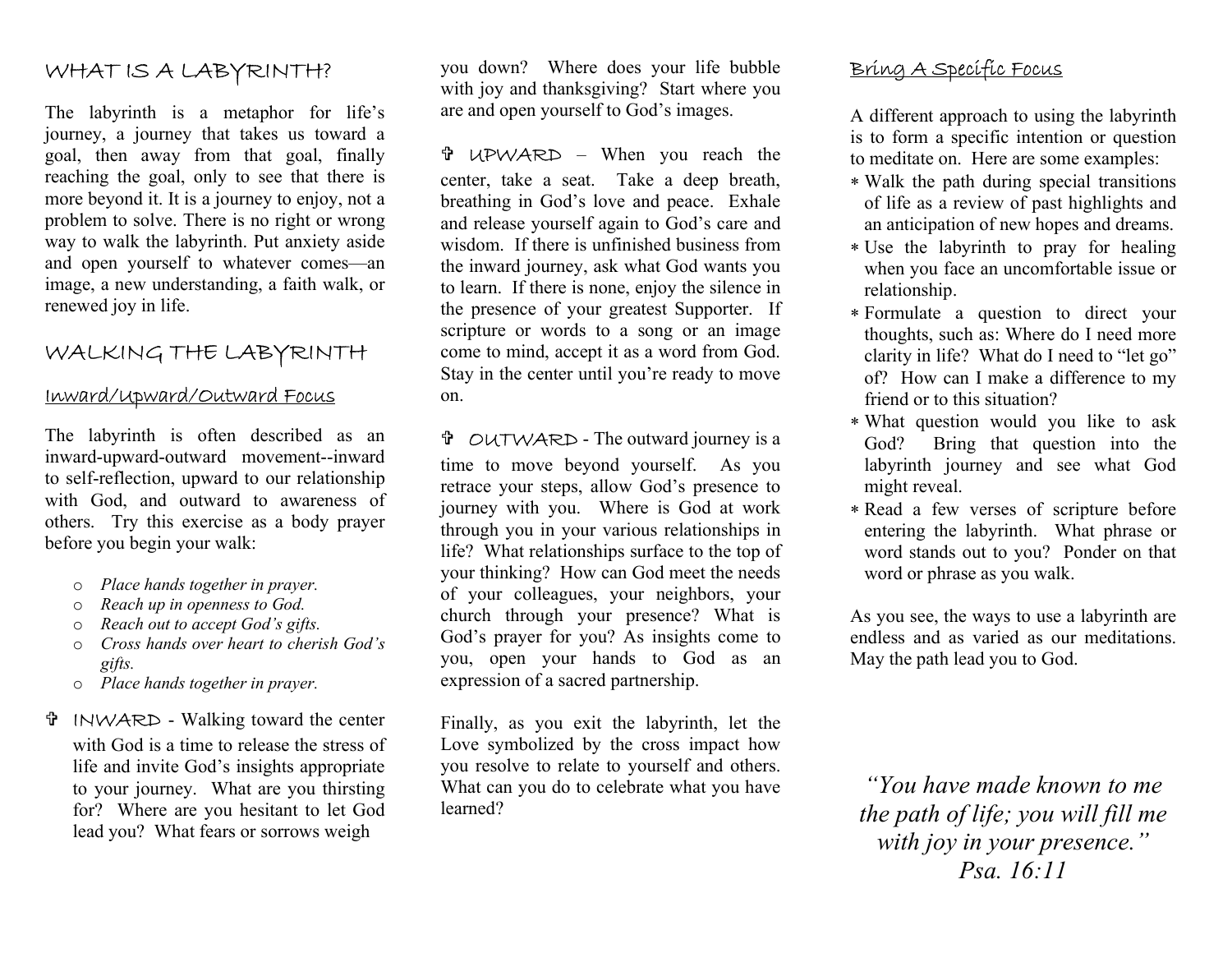# WHAT IS A LABYRINTH?

The labyrinth is a metaphor for life's journey, a journey that takes us toward a goal, then away from that goal, finally reaching the goal, only to see that there is more beyond it. It is a journey to enjoy, not a problem to solve. There is no right or wrong way to walk the labyrinth. Put anxiety aside and open yourself to whatever comes—an image, a new understanding, a faith walk, or renewed joy in life.

# WALKING THE LABYRINTH

## Inward/Upward/Outward Focus

The labyrinth is often described as an inward-upward-outward movement--inward to self-reflection, upward to our relationship with God, and outward to awareness of others. Try this exercise as a body prayer before you begin your walk:

- *Place hands together in prayer.*
- *Reach up in openness to God.*
- *Reach out to accept God's gifts.*
- *Cross hands over heart to cherish God's gifts.*
- *Place hands together in prayer.*

✟ INWARD - Walking toward the center with God is a time to release the stress of life and invite God's insights appropriate to your journey. What are you thirsting for? Where are you hesitant to let God lead you? What fears or sorrows weigh you down? Where does your life bubble with joy and thanksgiving? Start where you are and open yourself to God's images.

✟ UPWARD – When you reach the center, take a seat. Take a deep breath, breathing in God's love and peace. Exhale and release yourself again to God's care and wisdom. If there is unfinished business from the inward journey, ask what God wants you to learn. If there is none, enjoy the silence in the presence of your greatest Supporter. If scripture or words to a song or an image come to mind, accept it as a word from God. Stay in the center until you're ready to move on.

✟ OUTWARD - The outward journey is a time to move beyond yourself. As you retrace your steps, allow God's presence to journey with you. Where is God at work through you in your various relationships in life? What relationships surface to the top of your thinking? How can God meet the needs of your colleagues, your neighbors, your church through your presence? What is God's prayer for you? As insights come to you, open your hands to God as an expression of a sacred partnership.

Finally, as you exit the labyrinth, let the Love symbolized by the cross impact how you resolve to relate to yourself and others. What can you do to celebrate what you have learned?

## Bring A Specific Focus

A different approach to using the labyrinth is to form a specific intention or question to meditate on. Here are some examples:

* Walk the path during special transitions of life as a review of past highlights and an anticipation of new hopes and dreams.
* Use the labyrinth to pray for healing when you face an uncomfortable issue or relationship.
* Formulate a question to direct your thoughts, such as: Where do I need more clarity in life? What do I need to "let go" of? How can I make a difference to my friend or to this situation?
* What question would you like to ask God? Bring that question into the labyrinth journey and see what God might reveal.
* Read a few verses of scripture before entering the labyrinth. What phrase or word stands out to you? Ponder on that word or phrase as you walk.

As you see, the ways to use a labyrinth are endless and as varied as our meditations. May the path lead you to God.

*"You have made known to me the path of life; you will fill me with joy in your presence."*
*Psa. 16:11*